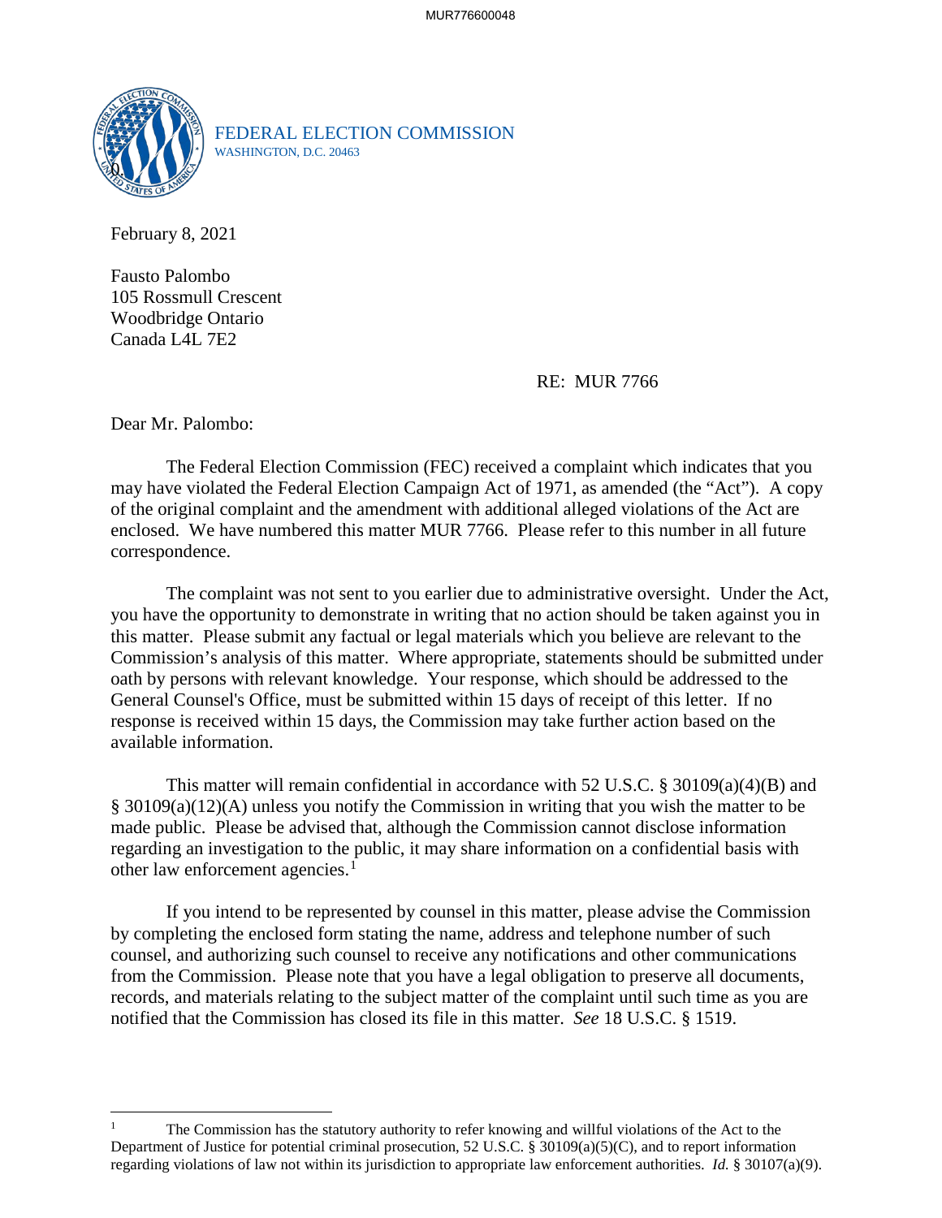FEDERAL ELECTION COMMISSION
WASHINGTON, D.C. 20463

February 8, 2021

Fausto Palombo
105 Rossmull Crescent
Woodbridge Ontario
Canada L4L 7E2

RE: MUR 7766

Dear Mr. Palombo:

The Federal Election Commission (FEC) received a complaint which indicates that you may have violated the Federal Election Campaign Act of 1971, as amended (the "Act"). A copy of the original complaint and the amendment with additional alleged violations of the Act are enclosed. We have numbered this matter MUR 7766. Please refer to this number in all future correspondence.

The complaint was not sent to you earlier due to administrative oversight. Under the Act, you have the opportunity to demonstrate in writing that no action should be taken against you in this matter. Please submit any factual or legal materials which you believe are relevant to the Commission's analysis of this matter. Where appropriate, statements should be submitted under oath by persons with relevant knowledge. Your response, which should be addressed to the General Counsel's Office, must be submitted within 15 days of receipt of this letter. If no response is received within 15 days, the Commission may take further action based on the available information.

This matter will remain confidential in accordance with 52 U.S.C. § 30109(a)(4)(B) and § 30109(a)(12)(A) unless you notify the Commission in writing that you wish the matter to be made public. Please be advised that, although the Commission cannot disclose information regarding an investigation to the public, it may share information on a confidential basis with other law enforcement agencies.[1]

If you intend to be represented by counsel in this matter, please advise the Commission by completing the enclosed form stating the name, address and telephone number of such counsel, and authorizing such counsel to receive any notifications and other communications from the Commission. Please note that you have a legal obligation to preserve all documents, records, and materials relating to the subject matter of the complaint until such time as you are notified that the Commission has closed its file in this matter. *See* 18 U.S.C. § 1519.

---

[1] The Commission has the statutory authority to refer knowing and willful violations of the Act to the Department of Justice for potential criminal prosecution, 52 U.S.C. § 30109(a)(5)(C), and to report information regarding violations of law not within its jurisdiction to appropriate law enforcement authorities. *Id.* § 30107(a)(9).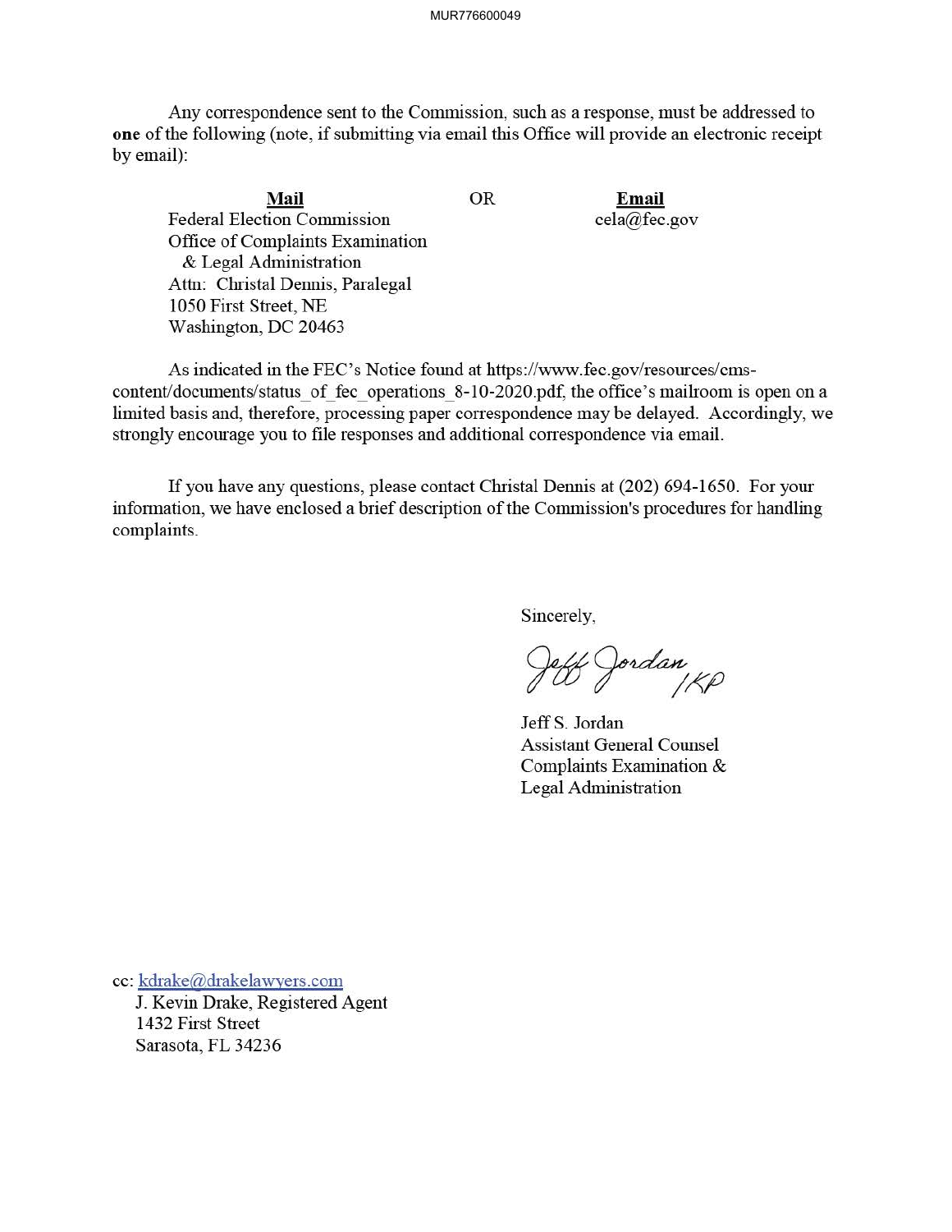Any correspondence sent to the Commission, such as a response, must be addressed to **one** of the following (note, if submitting via email this Office will provide an electronic receipt by email):

**Mail**
Federal Election Commission
Office of Complaints Examination
& Legal Administration
Attn: Christal Dennis, Paralegal
1050 First Street, NE
Washington, DC 20463

OR

**Email**
cela@fec.gov

As indicated in the FEC's Notice found at https://www.fec.gov/resources/cms-content/documents/status_of_fec_operations_8-10-2020.pdf, the office's mailroom is open on a limited basis and, therefore, processing paper correspondence may be delayed. Accordingly, we strongly encourage you to file responses and additional correspondence via email.

If you have any questions, please contact Christal Dennis at (202) 694-1650. For your information, we have enclosed a brief description of the Commission's procedures for handling complaints.

Sincerely,

Jeff Jordan /KP

Jeff S. Jordan
Assistant General Counsel
Complaints Examination &
Legal Administration

cc: kdrake@drakelawyers.com
J. Kevin Drake, Registered Agent
1432 First Street
Sarasota, FL 34236